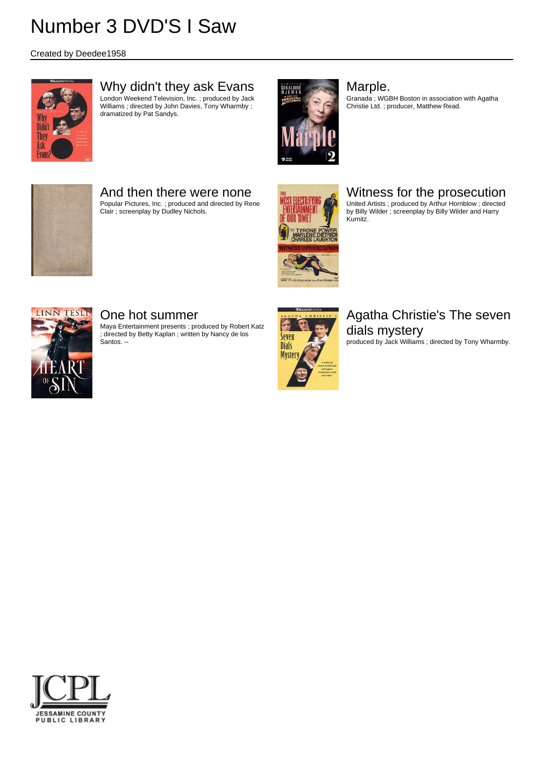# Number 3 DVD'S I Saw

Created by Deedee1958

## Why didn't they ask Evans

London Weekend Television, Inc. ; produced by Jack Williams ; directed by John Davies, Tony Wharmby ; dramatized by Pat Sandys.

## Marple.

Granada ; WGBH Boston in association with Agatha Christie Ltd. ; producer, Matthew Read.

## And then there were none

Popular Pictures, Inc. ; produced and directed by Rene Clair ; screenplay by Dudley Nichols.

## Witness for the prosecution

United Artists ; produced by Arthur Hornblow ; directed by Billy Wilder ; screenplay by Billy Wilder and Harry Kurnitz.

## One hot summer

Maya Entertainment presents ; produced by Robert Katz ; directed by Betty Kaplan ; written by Nancy de los Santos. --

## Agatha Christie's The seven dials mystery

produced by Jack Williams ; directed by Tony Wharmby.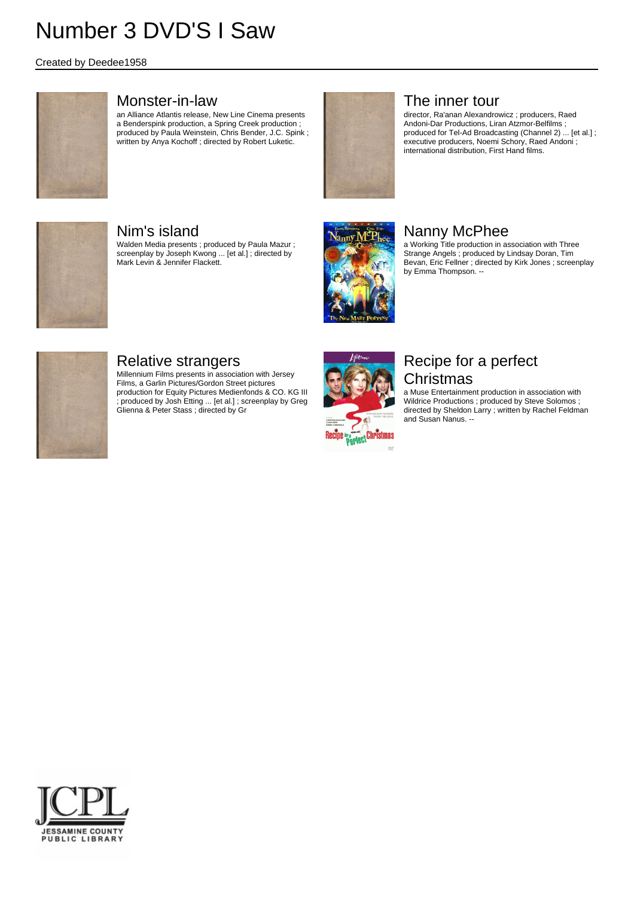# Number 3 DVD'S I Saw

Created by Deedee1958

## Monster-in-law

an Alliance Atlantis release, New Line Cinema presents a Benderspink production, a Spring Creek production ; produced by Paula Weinstein, Chris Bender, J.C. Spink ; written by Anya Kochoff ; directed by Robert Luketic.

## The inner tour

director, Ra'anan Alexandrowicz ; producers, Raed Andoni-Dar Productions, Liran Atzmor-Belfilms ; produced for Tel-Ad Broadcasting (Channel 2) ... [et al.] ; executive producers, Noemi Schory, Raed Andoni ; international distribution, First Hand films.

## Nim's island

Walden Media presents ; produced by Paula Mazur ; screenplay by Joseph Kwong ... [et al.] ; directed by Mark Levin & Jennifer Flackett.

## Nanny McPhee

a Working Title production in association with Three Strange Angels ; produced by Lindsay Doran, Tim Bevan, Eric Fellner ; directed by Kirk Jones ; screenplay by Emma Thompson. --

## Relative strangers

Millennium Films presents in association with Jersey Films, a Garlin Pictures/Gordon Street pictures production for Equity Pictures Medienfonds & CO. KG III ; produced by Josh Etting ... [et al.] ; screenplay by Greg Glienna & Peter Stass ; directed by Gr

## Recipe for a perfect Christmas

a Muse Entertainment production in association with Wildrice Productions ; produced by Steve Solomos ; directed by Sheldon Larry ; written by Rachel Feldman and Susan Nanus. --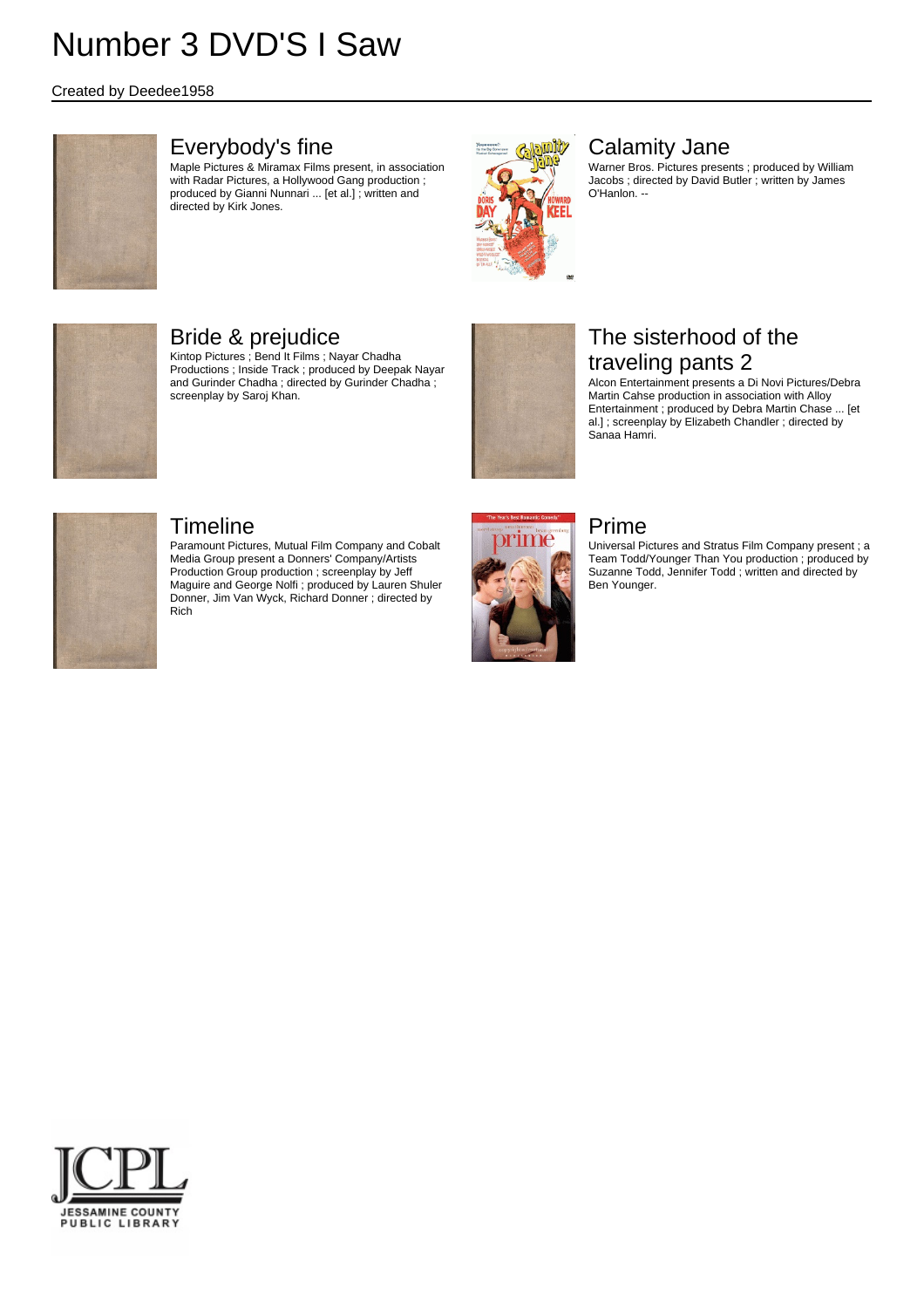# Number 3 DVD'S I Saw

Created by Deedee1958

## Everybody's fine

Maple Pictures & Miramax Films present, in association with Radar Pictures, a Hollywood Gang production ; produced by Gianni Nunnari ... [et al.] ; written and directed by Kirk Jones.

## Calamity Jane

Warner Bros. Pictures presents ; produced by William Jacobs ; directed by David Butler ; written by James O'Hanlon. --

## Bride & prejudice

Kintop Pictures ; Bend It Films ; Nayar Chadha Productions ; Inside Track ; produced by Deepak Nayar and Gurinder Chadha ; directed by Gurinder Chadha ; screenplay by Saroj Khan.

## The sisterhood of the traveling pants 2

Alcon Entertainment presents a Di Novi Pictures/Debra Martin Cahse production in association with Alloy Entertainment ; produced by Debra Martin Chase ... [et al.] ; screenplay by Elizabeth Chandler ; directed by Sanaa Hamri.

## Timeline

Paramount Pictures, Mutual Film Company and Cobalt Media Group present a Donners' Company/Artists Production Group production ; screenplay by Jeff Maguire and George Nolfi ; produced by Lauren Shuler Donner, Jim Van Wyck, Richard Donner ; directed by Rich

## Prime

Universal Pictures and Stratus Film Company present ; a Team Todd/Younger Than You production ; produced by Suzanne Todd, Jennifer Todd ; written and directed by Ben Younger.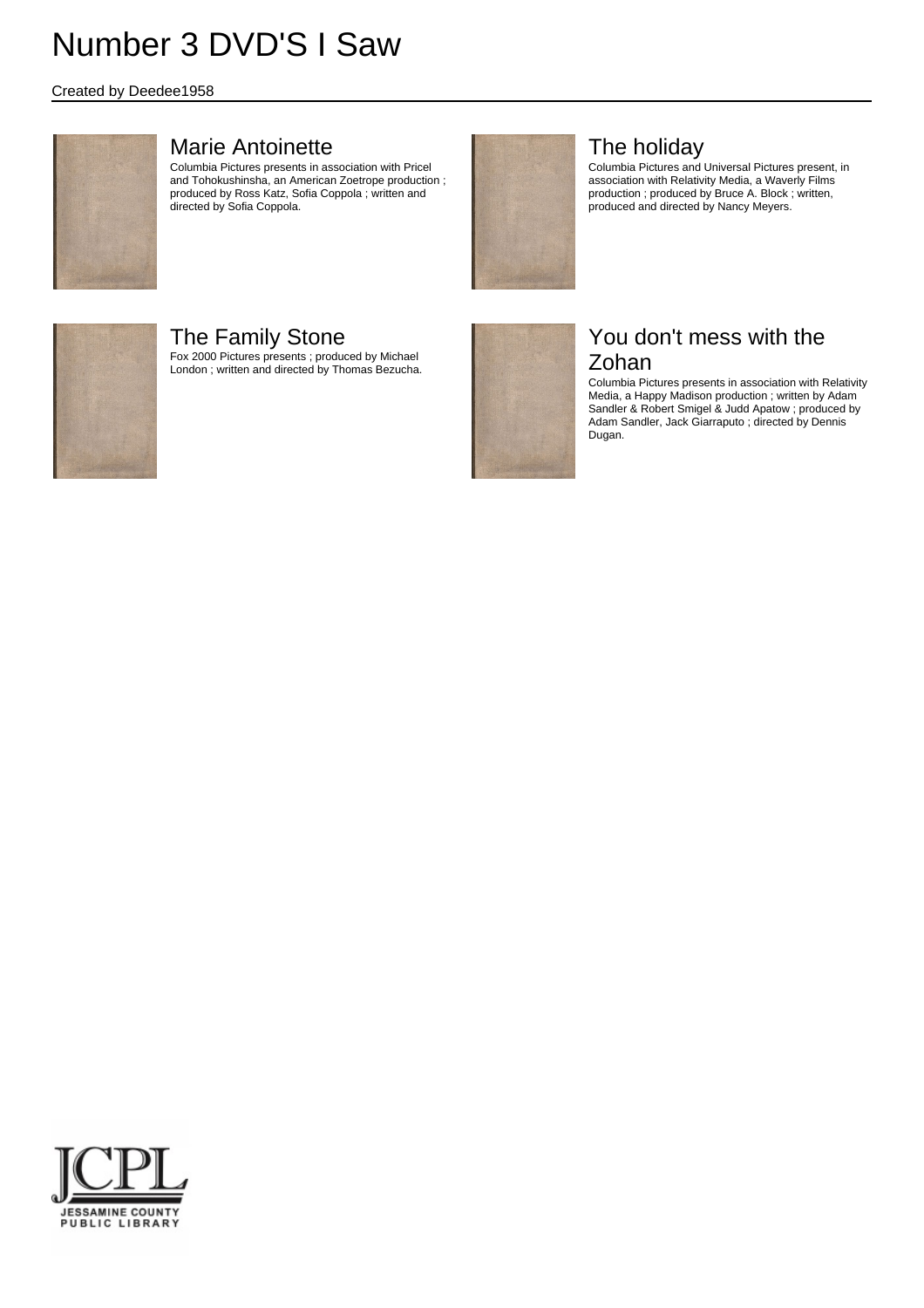# Number 3 DVD'S I Saw

Created by Deedee1958

## Marie Antoinette

Columbia Pictures presents in association with Pricel and Tohokushinsha, an American Zoetrope production ; produced by Ross Katz, Sofia Coppola ; written and directed by Sofia Coppola.

## The holiday

Columbia Pictures and Universal Pictures present, in association with Relativity Media, a Waverly Films production ; produced by Bruce A. Block ; written, produced and directed by Nancy Meyers.

## The Family Stone

Fox 2000 Pictures presents ; produced by Michael London ; written and directed by Thomas Bezucha.

## You don't mess with the Zohan

Columbia Pictures presents in association with Relativity Media, a Happy Madison production ; written by Adam Sandler & Robert Smigel & Judd Apatow ; produced by Adam Sandler, Jack Giarraputo ; directed by Dennis Dugan.

JCPL
JESSAMINE COUNTY PUBLIC LIBRARY